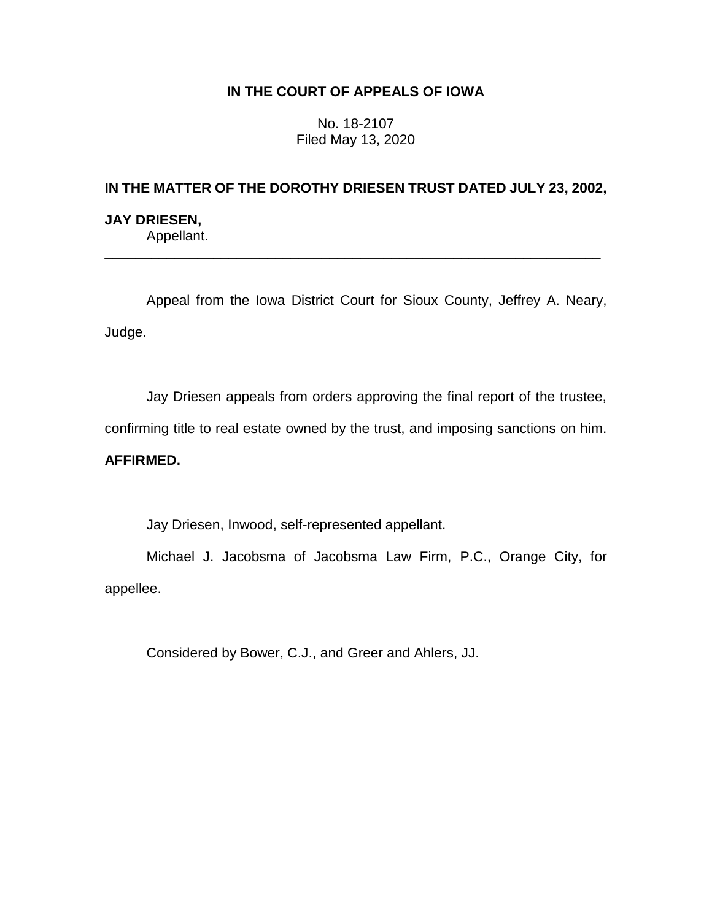**IN THE COURT OF APPEALS OF IOWA**

No. 18-2107
Filed May 13, 2020

**IN THE MATTER OF THE DOROTHY DRIESEN TRUST DATED JULY 23, 2002,**

**JAY DRIESEN,**
Appellant.

---

Appeal from the Iowa District Court for Sioux County, Jeffrey A. Neary, Judge.

Jay Driesen appeals from orders approving the final report of the trustee, confirming title to real estate owned by the trust, and imposing sanctions on him. **AFFIRMED.**

Jay Driesen, Inwood, self-represented appellant.

Michael J. Jacobsma of Jacobsma Law Firm, P.C., Orange City, for appellee.

Considered by Bower, C.J., and Greer and Ahlers, JJ.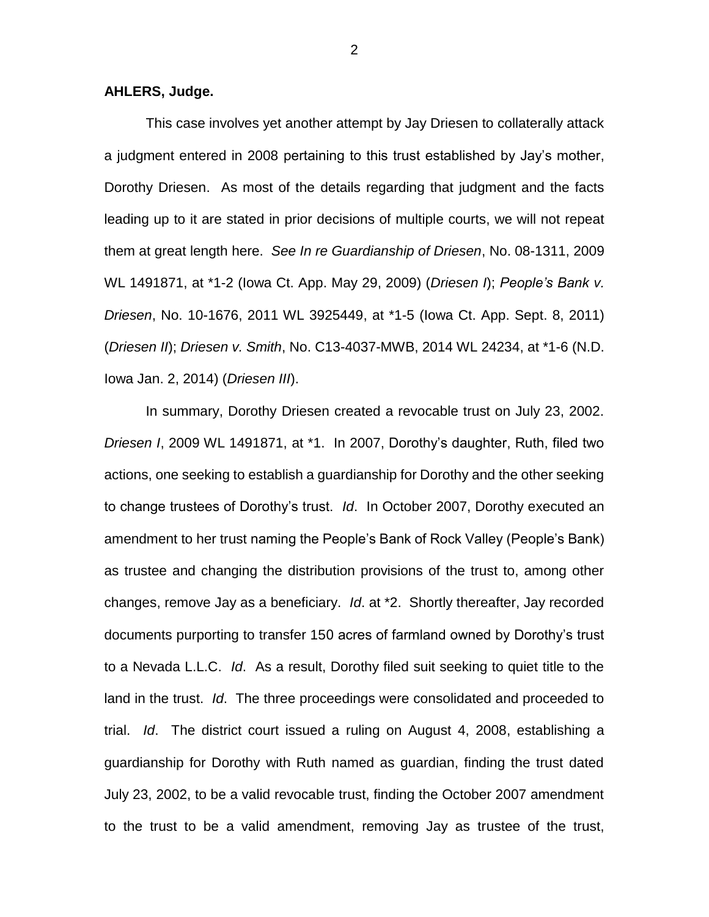**AHLERS, Judge.**

This case involves yet another attempt by Jay Driesen to collaterally attack a judgment entered in 2008 pertaining to this trust established by Jay's mother, Dorothy Driesen. As most of the details regarding that judgment and the facts leading up to it are stated in prior decisions of multiple courts, we will not repeat them at great length here. *See In re Guardianship of Driesen*, No. 08-1311, 2009 WL 1491871, at *1-2 (Iowa Ct. App. May 29, 2009) (*Driesen I*); *People's Bank v. Driesen*, No. 10-1676, 2011 WL 3925449, at *1-5 (Iowa Ct. App. Sept. 8, 2011) (*Driesen II*); *Driesen v. Smith*, No. C13-4037-MWB, 2014 WL 24234, at *1-6 (N.D. Iowa Jan. 2, 2014) (*Driesen III*).

In summary, Dorothy Driesen created a revocable trust on July 23, 2002. *Driesen I*, 2009 WL 1491871, at *1. In 2007, Dorothy's daughter, Ruth, filed two actions, one seeking to establish a guardianship for Dorothy and the other seeking to change trustees of Dorothy's trust. *Id*. In October 2007, Dorothy executed an amendment to her trust naming the People's Bank of Rock Valley (People's Bank) as trustee and changing the distribution provisions of the trust to, among other changes, remove Jay as a beneficiary. *Id*. at *2. Shortly thereafter, Jay recorded documents purporting to transfer 150 acres of farmland owned by Dorothy's trust to a Nevada L.L.C. *Id*. As a result, Dorothy filed suit seeking to quiet title to the land in the trust. *Id*. The three proceedings were consolidated and proceeded to trial. *Id*. The district court issued a ruling on August 4, 2008, establishing a guardianship for Dorothy with Ruth named as guardian, finding the trust dated July 23, 2002, to be a valid revocable trust, finding the October 2007 amendment to the trust to be a valid amendment, removing Jay as trustee of the trust,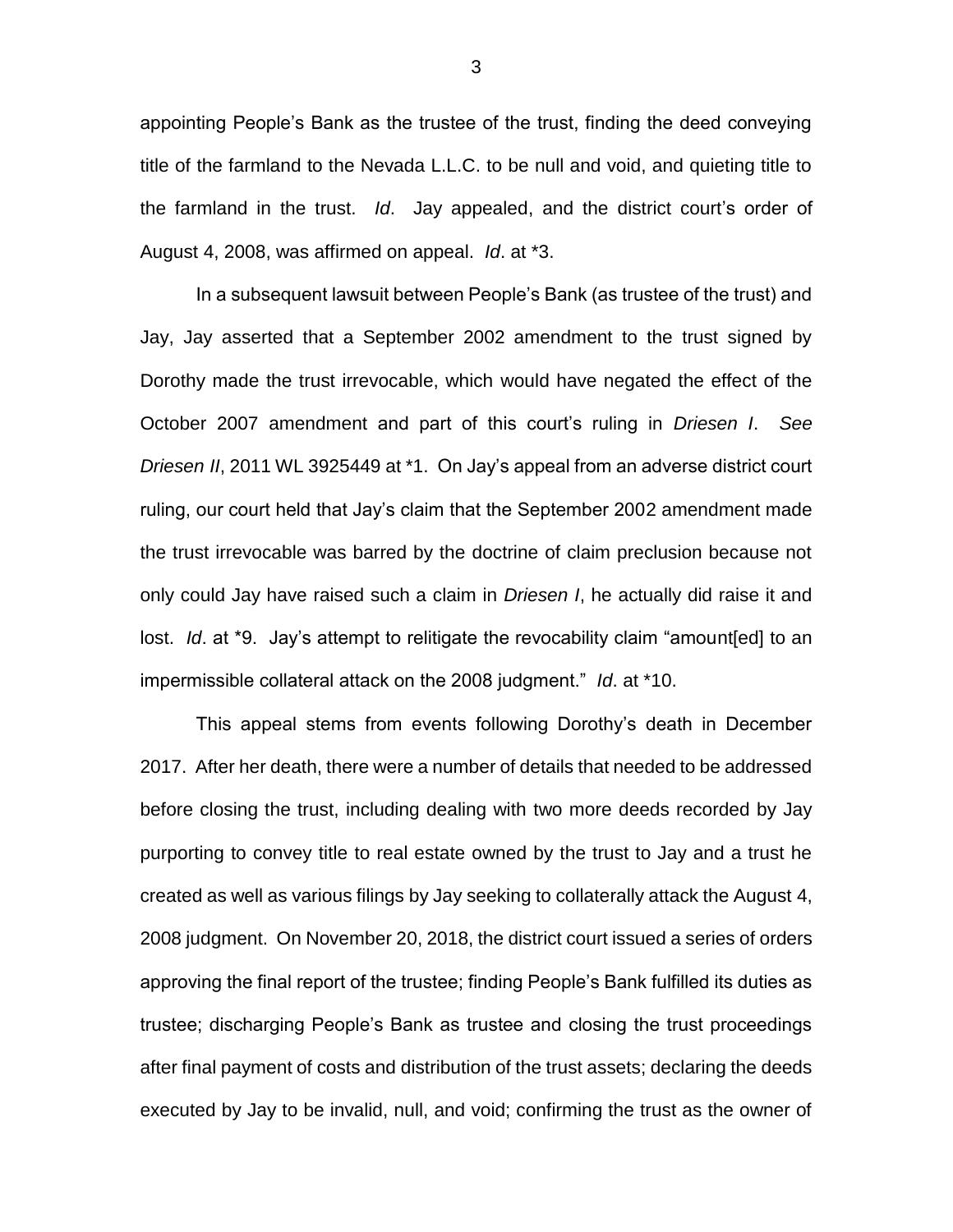appointing People's Bank as the trustee of the trust, finding the deed conveying title of the farmland to the Nevada L.L.C. to be null and void, and quieting title to the farmland in the trust. *Id*. Jay appealed, and the district court's order of August 4, 2008, was affirmed on appeal. *Id*. at *3.

In a subsequent lawsuit between People's Bank (as trustee of the trust) and Jay, Jay asserted that a September 2002 amendment to the trust signed by Dorothy made the trust irrevocable, which would have negated the effect of the October 2007 amendment and part of this court's ruling in *Driesen I*. *See Driesen II*, 2011 WL 3925449 at *1. On Jay's appeal from an adverse district court ruling, our court held that Jay's claim that the September 2002 amendment made the trust irrevocable was barred by the doctrine of claim preclusion because not only could Jay have raised such a claim in *Driesen I*, he actually did raise it and lost. *Id*. at *9. Jay's attempt to relitigate the revocability claim "amount[ed] to an impermissible collateral attack on the 2008 judgment." *Id*. at *10.

This appeal stems from events following Dorothy's death in December 2017. After her death, there were a number of details that needed to be addressed before closing the trust, including dealing with two more deeds recorded by Jay purporting to convey title to real estate owned by the trust to Jay and a trust he created as well as various filings by Jay seeking to collaterally attack the August 4, 2008 judgment. On November 20, 2018, the district court issued a series of orders approving the final report of the trustee; finding People's Bank fulfilled its duties as trustee; discharging People's Bank as trustee and closing the trust proceedings after final payment of costs and distribution of the trust assets; declaring the deeds executed by Jay to be invalid, null, and void; confirming the trust as the owner of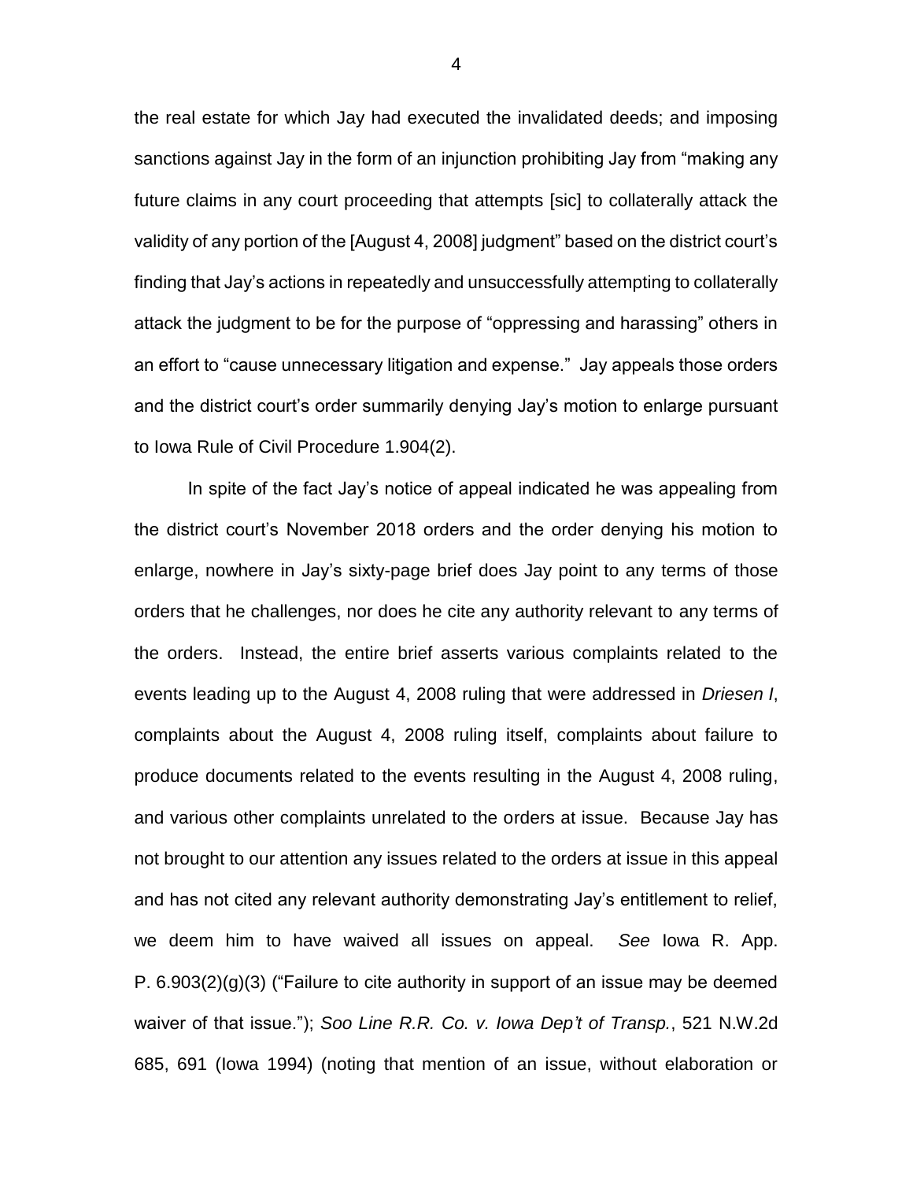the real estate for which Jay had executed the invalidated deeds; and imposing sanctions against Jay in the form of an injunction prohibiting Jay from "making any future claims in any court proceeding that attempts [sic] to collaterally attack the validity of any portion of the [August 4, 2008] judgment" based on the district court's finding that Jay's actions in repeatedly and unsuccessfully attempting to collaterally attack the judgment to be for the purpose of "oppressing and harassing" others in an effort to "cause unnecessary litigation and expense." Jay appeals those orders and the district court's order summarily denying Jay's motion to enlarge pursuant to Iowa Rule of Civil Procedure 1.904(2).

In spite of the fact Jay's notice of appeal indicated he was appealing from the district court's November 2018 orders and the order denying his motion to enlarge, nowhere in Jay's sixty-page brief does Jay point to any terms of those orders that he challenges, nor does he cite any authority relevant to any terms of the orders. Instead, the entire brief asserts various complaints related to the events leading up to the August 4, 2008 ruling that were addressed in *Driesen I*, complaints about the August 4, 2008 ruling itself, complaints about failure to produce documents related to the events resulting in the August 4, 2008 ruling, and various other complaints unrelated to the orders at issue. Because Jay has not brought to our attention any issues related to the orders at issue in this appeal and has not cited any relevant authority demonstrating Jay's entitlement to relief, we deem him to have waived all issues on appeal. *See* Iowa R. App. P. 6.903(2)(g)(3) ("Failure to cite authority in support of an issue may be deemed waiver of that issue."); *Soo Line R.R. Co. v. Iowa Dep't of Transp.*, 521 N.W.2d 685, 691 (Iowa 1994) (noting that mention of an issue, without elaboration or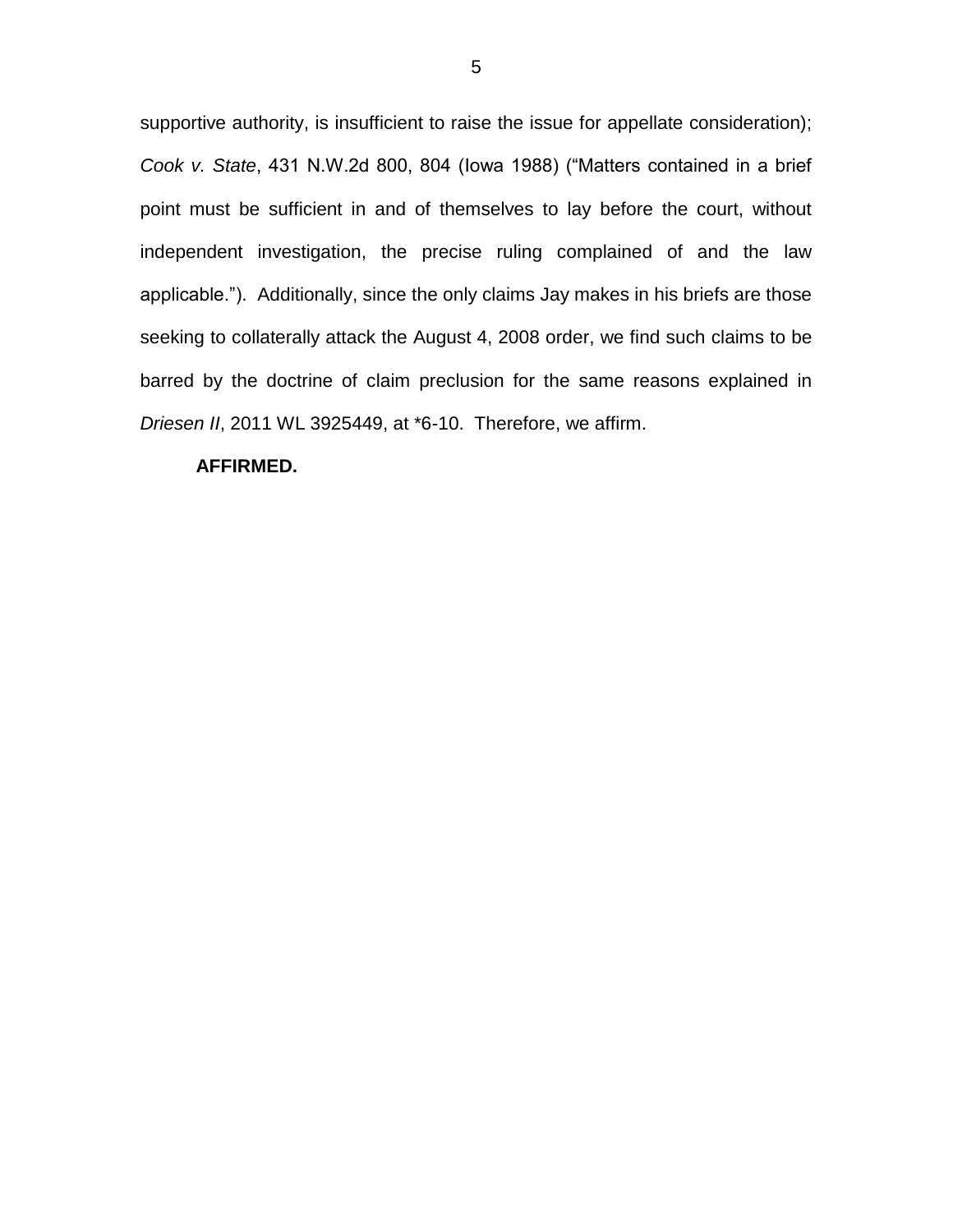supportive authority, is insufficient to raise the issue for appellate consideration); *Cook v. State*, 431 N.W.2d 800, 804 (Iowa 1988) ("Matters contained in a brief point must be sufficient in and of themselves to lay before the court, without independent investigation, the precise ruling complained of and the law applicable."). Additionally, since the only claims Jay makes in his briefs are those seeking to collaterally attack the August 4, 2008 order, we find such claims to be barred by the doctrine of claim preclusion for the same reasons explained in *Driesen II*, 2011 WL 3925449, at *6-10. Therefore, we affirm.

**AFFIRMED.**